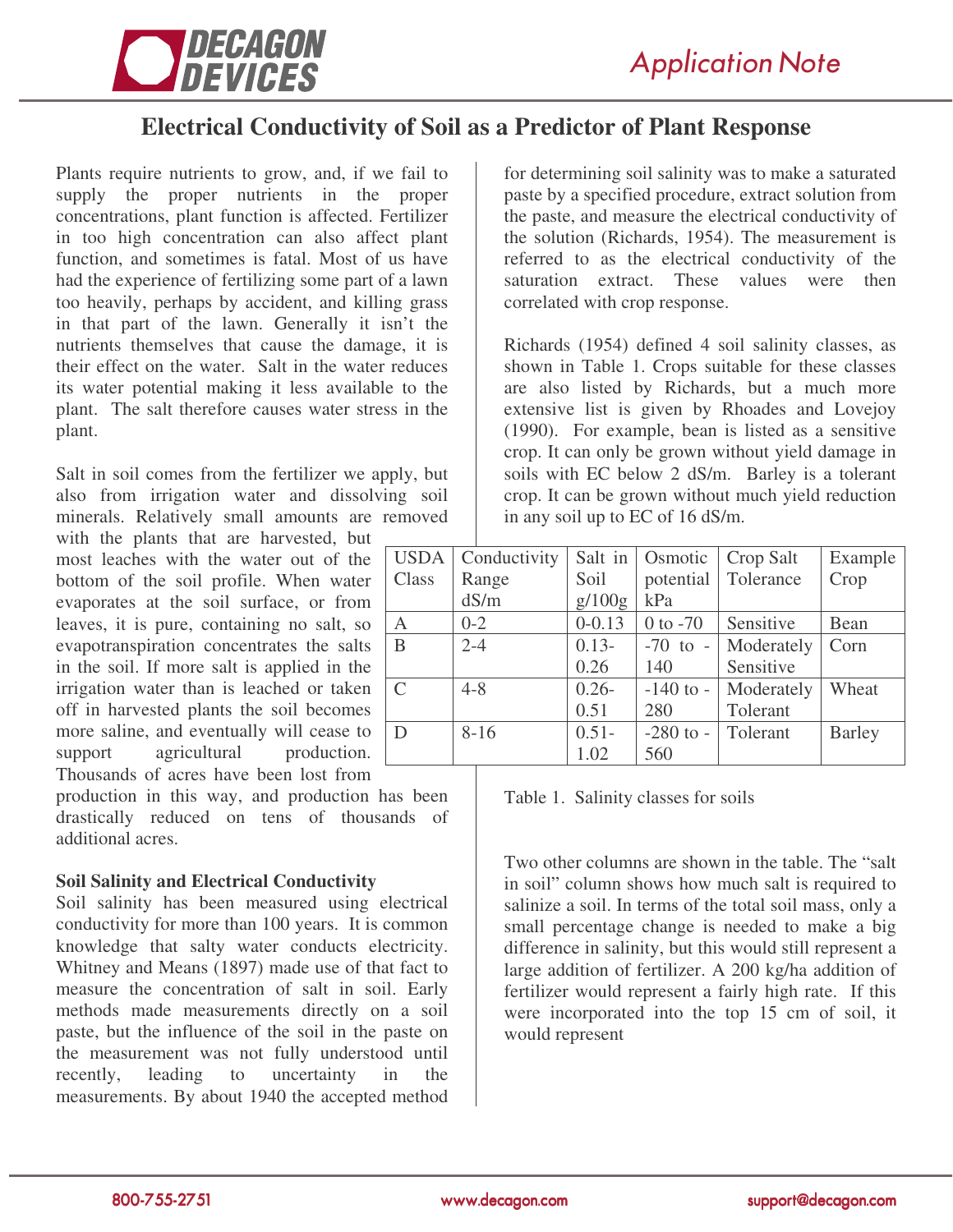# Electrical Conductivity of Soil as a Predictor of Plant Response

Plants require nutrients to grow, and, if we fail to supply the proper nutrients in the proper concentrations, plant function is affected. Fertilizer in too high concentration can also affect plant function, and sometimes is fatal. Most of us have had the experience of fertilizing some part of a lawn too heavily, perhaps by accident, and killing grass in that part of the lawn. Generally it isn't the nutrients themselves that cause the damage, it is their effect on the water. Salt in the water reduces its water potential making it less available to the plant. The salt therefore causes water stress in the plant.

Salt in soil comes from the fertilizer we apply, but also from irrigation water and dissolving soil minerals. Relatively small amounts are removed with the plants that are harvested, but most leaches with the water out of the bottom of the soil profile. When water evaporates at the soil surface, or from leaves, it is pure, containing no salt, so evapotranspiration concentrates the salts in the soil. If more salt is applied in the irrigation water than is leached or taken off in harvested plants the soil becomes more saline, and eventually will cease to support agricultural production. Thousands of acres have been lost from production in this way, and production has been drastically reduced on tens of thousands of additional acres.

**Soil Salinity and Electrical Conductivity**

Soil salinity has been measured using electrical conductivity for more than 100 years. It is common knowledge that salty water conducts electricity. Whitney and Means (1897) made use of that fact to measure the concentration of salt in soil. Early methods made measurements directly on a soil paste, but the influence of the soil in the paste on the measurement was not fully understood until recently, leading to uncertainty in the measurements. By about 1940 the accepted method for determining soil salinity was to make a saturated paste by a specified procedure, extract solution from the paste, and measure the electrical conductivity of the solution (Richards, 1954). The measurement is referred to as the electrical conductivity of the saturation extract. These values were then correlated with crop response.

Richards (1954) defined 4 soil salinity classes, as shown in Table 1. Crops suitable for these classes are also listed by Richards, but a much more extensive list is given by Rhoades and Lovejoy (1990). For example, bean is listed as a sensitive crop. It can only be grown without yield damage in soils with EC below 2 dS/m. Barley is a tolerant crop. It can be grown without much yield reduction in any soil up to EC of 16 dS/m.

| USDA Class | Conductivity Range dS/m | Salt in Soil g/100g | Osmotic potential kPa | Crop Salt Tolerance | Example Crop |
|---|---|---|---|---|---|
| A | 0-2 | 0-0.13 | 0 to -70 | Sensitive | Bean |
| B | 2-4 | 0.13-0.26 | -70 to -140 | Moderately Sensitive | Corn |
| C | 4-8 | 0.26-0.51 | -140 to -280 | Moderately Tolerant | Wheat |
| D | 8-16 | 0.51-1.02 | -280 to -560 | Tolerant | Barley |

Table 1. Salinity classes for soils

Two other columns are shown in the table. The "salt in soil" column shows how much salt is required to salinize a soil. In terms of the total soil mass, only a small percentage change is needed to make a big difference in salinity, but this would still represent a large addition of fertilizer. A 200 kg/ha addition of fertilizer would represent a fairly high rate. If this were incorporated into the top 15 cm of soil, it would represent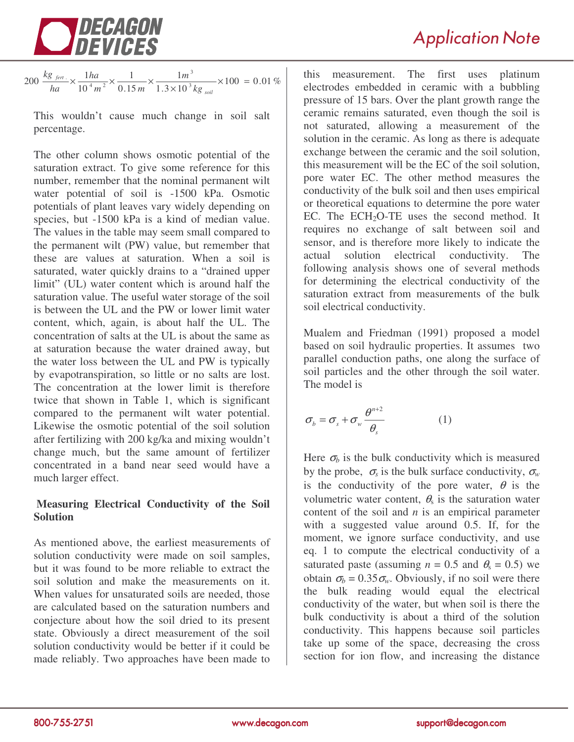$$200\ \frac{kg_{\ fert.}}{ha} \times \frac{1ha}{10^4 m^2} \times \frac{1}{0.15\,m} \times \frac{1m^3}{1.3\times 10^3 kg_{\ soil}} \times 100\ = 0.01\,\%$$

This wouldn't cause much change in soil salt percentage.

The other column shows osmotic potential of the saturation extract. To give some reference for this number, remember that the nominal permanent wilt water potential of soil is -1500 kPa. Osmotic potentials of plant leaves vary widely depending on species, but -1500 kPa is a kind of median value. The values in the table may seem small compared to the permanent wilt (PW) value, but remember that these are values at saturation. When a soil is saturated, water quickly drains to a "drained upper limit" (UL) water content which is around half the saturation value. The useful water storage of the soil is between the UL and the PW or lower limit water content, which, again, is about half the UL. The concentration of salts at the UL is about the same as at saturation because the water drained away, but the water loss between the UL and PW is typically by evapotranspiration, so little or no salts are lost. The concentration at the lower limit is therefore twice that shown in Table 1, which is significant compared to the permanent wilt water potential. Likewise the osmotic potential of the soil solution after fertilizing with 200 kg/ka and mixing wouldn't change much, but the same amount of fertilizer concentrated in a band near seed would have a much larger effect.

## Measuring Electrical Conductivity of the Soil Solution

As mentioned above, the earliest measurements of solution conductivity were made on soil samples, but it was found to be more reliable to extract the soil solution and make the measurements on it. When values for unsaturated soils are needed, those are calculated based on the saturation numbers and conjecture about how the soil dried to its present state. Obviously a direct measurement of the soil solution conductivity would be better if it could be made reliably. Two approaches have been made to this measurement. The first uses platinum electrodes embedded in ceramic with a bubbling pressure of 15 bars. Over the plant growth range the ceramic remains saturated, even though the soil is not saturated, allowing a measurement of the solution in the ceramic. As long as there is adequate exchange between the ceramic and the soil solution, this measurement will be the EC of the soil solution, pore water EC. The other method measures the conductivity of the bulk soil and then uses empirical or theoretical equations to determine the pore water EC. The ECH$_2$O-TE uses the second method. It requires no exchange of salt between soil and sensor, and is therefore more likely to indicate the actual solution electrical conductivity. The following analysis shows one of several methods for determining the electrical conductivity of the saturation extract from measurements of the bulk soil electrical conductivity.

Mualem and Friedman (1991) proposed a model based on soil hydraulic properties. It assumes two parallel conduction paths, one along the surface of soil particles and the other through the soil water. The model is

$$\sigma_b = \sigma_s + \sigma_w \frac{\theta^{n+2}}{\theta_s} \qquad (1)$$

Here $\sigma_b$ is the bulk conductivity which is measured by the probe, $\sigma_s$ is the bulk surface conductivity, $\sigma_w$ is the conductivity of the pore water, $\theta$ is the volumetric water content, $\theta_s$ is the saturation water content of the soil and $n$ is an empirical parameter with a suggested value around 0.5. If, for the moment, we ignore surface conductivity, and use eq. 1 to compute the electrical conductivity of a saturated paste (assuming $n$ = 0.5 and $\theta_s$ = 0.5) we obtain $\sigma_b = 0.35\sigma_w$. Obviously, if no soil were there the bulk reading would equal the electrical conductivity of the water, but when soil is there the bulk conductivity is about a third of the solution conductivity. This happens because soil particles take up some of the space, decreasing the cross section for ion flow, and increasing the distance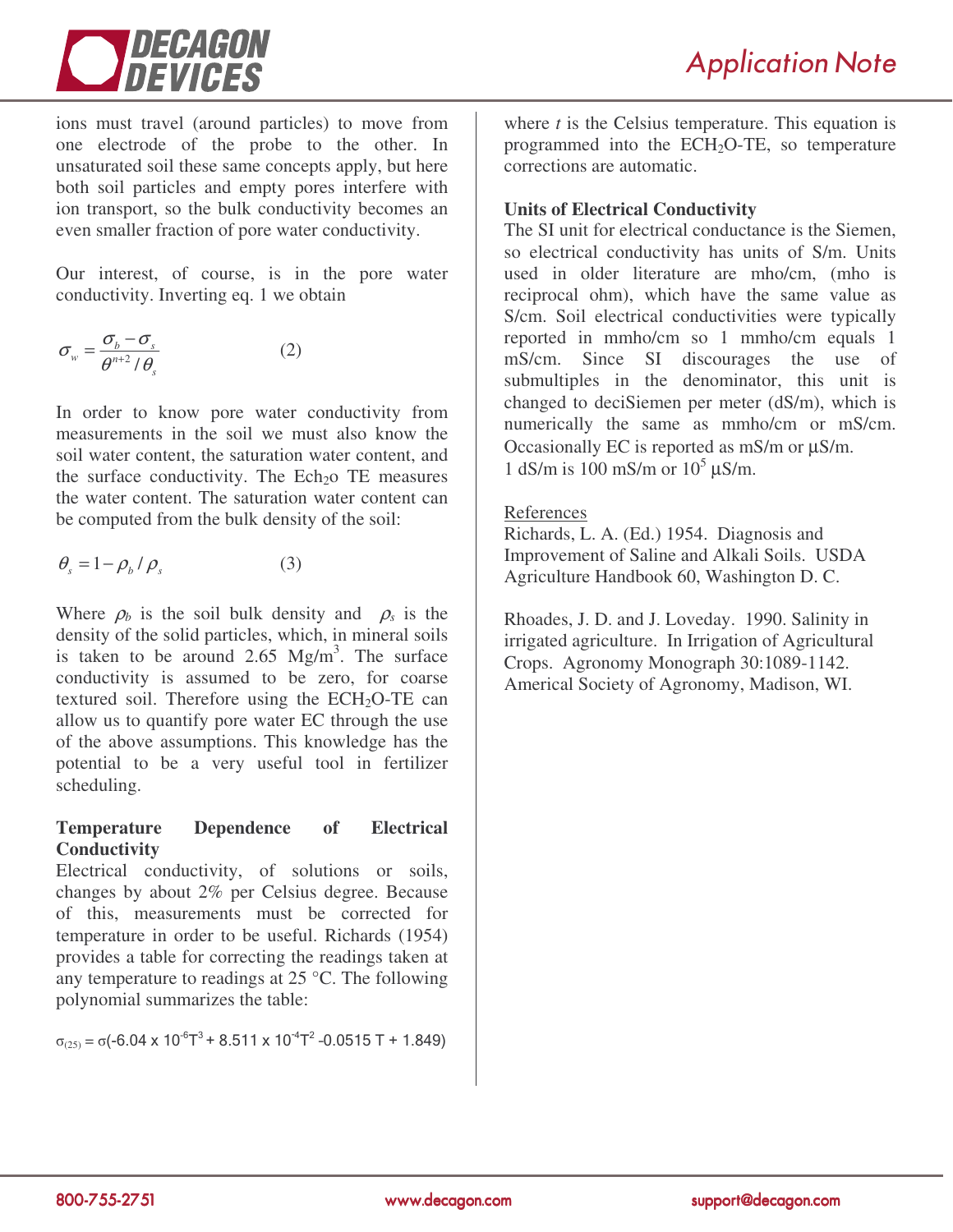ions must travel (around particles) to move from one electrode of the probe to the other. In unsaturated soil these same concepts apply, but here both soil particles and empty pores interfere with ion transport, so the bulk conductivity becomes an even smaller fraction of pore water conductivity.

Our interest, of course, is in the pore water conductivity. Inverting eq. 1 we obtain

$$\sigma_w = \frac{\sigma_b - \sigma_s}{\theta^{n+2} / \theta_s} \qquad (2)$$

In order to know pore water conductivity from measurements in the soil we must also know the soil water content, the saturation water content, and the surface conductivity. The Ech$_2$o TE measures the water content. The saturation water content can be computed from the bulk density of the soil:

$$\theta_s = 1 - \rho_b / \rho_s \qquad (3)$$

Where $\rho_b$ is the soil bulk density and $\rho_s$ is the density of the solid particles, which, in mineral soils is taken to be around 2.65 Mg/m$^3$. The surface conductivity is assumed to be zero, for coarse textured soil. Therefore using the ECH$_2$O-TE can allow us to quantify pore water EC through the use of the above assumptions. This knowledge has the potential to be a very useful tool in fertilizer scheduling.

**Temperature Dependence of Electrical Conductivity**

Electrical conductivity, of solutions or soils, changes by about 2% per Celsius degree. Because of this, measurements must be corrected for temperature in order to be useful. Richards (1954) provides a table for correcting the readings taken at any temperature to readings at 25 °C. The following polynomial summarizes the table:

$$\sigma_{(25)} = \sigma(-6.04 \times 10^{-6} T^3 + 8.511 \times 10^{-4} T^2 - 0.0515\, T + 1.849)$$

where $t$ is the Celsius temperature. This equation is programmed into the ECH$_2$O-TE, so temperature corrections are automatic.

**Units of Electrical Conductivity**

The SI unit for electrical conductance is the Siemen, so electrical conductivity has units of S/m. Units used in older literature are mho/cm, (mho is reciprocal ohm), which have the same value as S/cm. Soil electrical conductivities were typically reported in mmho/cm so 1 mmho/cm equals 1 mS/cm. Since SI discourages the use of submultiples in the denominator, this unit is changed to deciSiemen per meter (dS/m), which is numerically the same as mmho/cm or mS/cm. Occasionally EC is reported as mS/m or µS/m.
1 dS/m is 100 mS/m or 10$^5$ µS/m.

References

Richards, L. A. (Ed.) 1954. Diagnosis and Improvement of Saline and Alkali Soils. USDA Agriculture Handbook 60, Washington D. C.

Rhoades, J. D. and J. Loveday. 1990. Salinity in irrigated agriculture. In Irrigation of Agricultural Crops. Agronomy Monograph 30:1089-1142. Americal Society of Agronomy, Madison, WI.